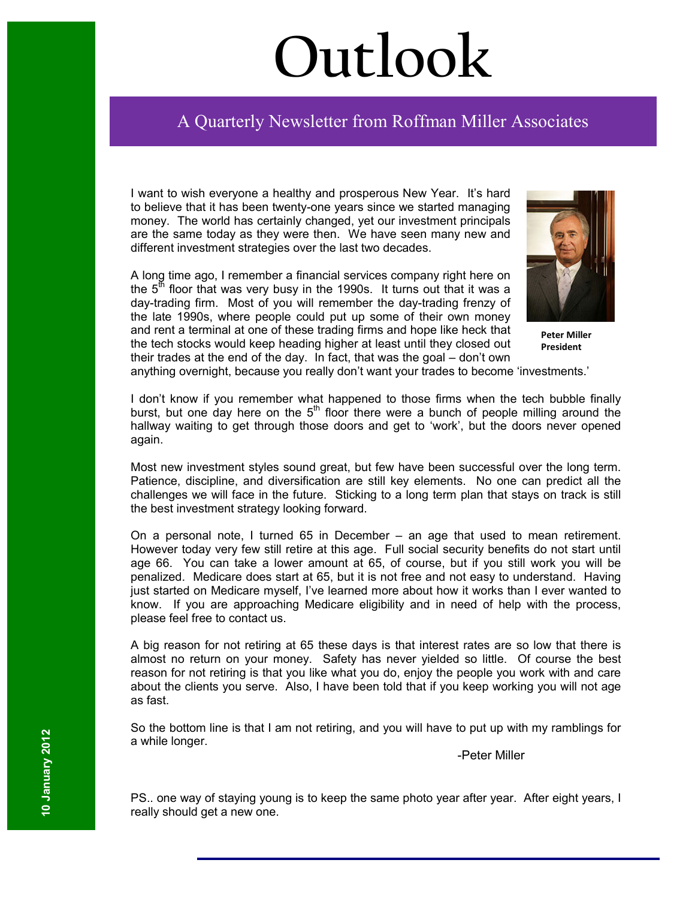# Outlook

## A Quarterly Newsletter from Roffman Miller Associates

10 January 2012

I want to wish everyone a healthy and prosperous New Year. It's hard to believe that it has been twenty-one years since we started managing money. The world has certainly changed, yet our investment principals are the same today as they were then. We have seen many new and different investment strategies over the last two decades.

**Peter Miller**
**President**

A long time ago, I remember a financial services company right here on the 5th floor that was very busy in the 1990s. It turns out that it was a day-trading firm. Most of you will remember the day-trading frenzy of the late 1990s, where people could put up some of their own money and rent a terminal at one of these trading firms and hope like heck that the tech stocks would keep heading higher at least until they closed out their trades at the end of the day. In fact, that was the goal – don't own anything overnight, because you really don't want your trades to become 'investments.'

I don't know if you remember what happened to those firms when the tech bubble finally burst, but one day here on the 5th floor there were a bunch of people milling around the hallway waiting to get through those doors and get to 'work', but the doors never opened again.

Most new investment styles sound great, but few have been successful over the long term. Patience, discipline, and diversification are still key elements. No one can predict all the challenges we will face in the future. Sticking to a long term plan that stays on track is still the best investment strategy looking forward.

On a personal note, I turned 65 in December – an age that used to mean retirement. However today very few still retire at this age. Full social security benefits do not start until age 66. You can take a lower amount at 65, of course, but if you still work you will be penalized. Medicare does start at 65, but it is not free and not easy to understand. Having just started on Medicare myself, I've learned more about how it works than I ever wanted to know. If you are approaching Medicare eligibility and in need of help with the process, please feel free to contact us.

A big reason for not retiring at 65 these days is that interest rates are so low that there is almost no return on your money. Safety has never yielded so little. Of course the best reason for not retiring is that you like what you do, enjoy the people you work with and care about the clients you serve. Also, I have been told that if you keep working you will not age as fast.

So the bottom line is that I am not retiring, and you will have to put up with my ramblings for a while longer.

-Peter Miller

PS.. one way of staying young is to keep the same photo year after year. After eight years, I really should get a new one.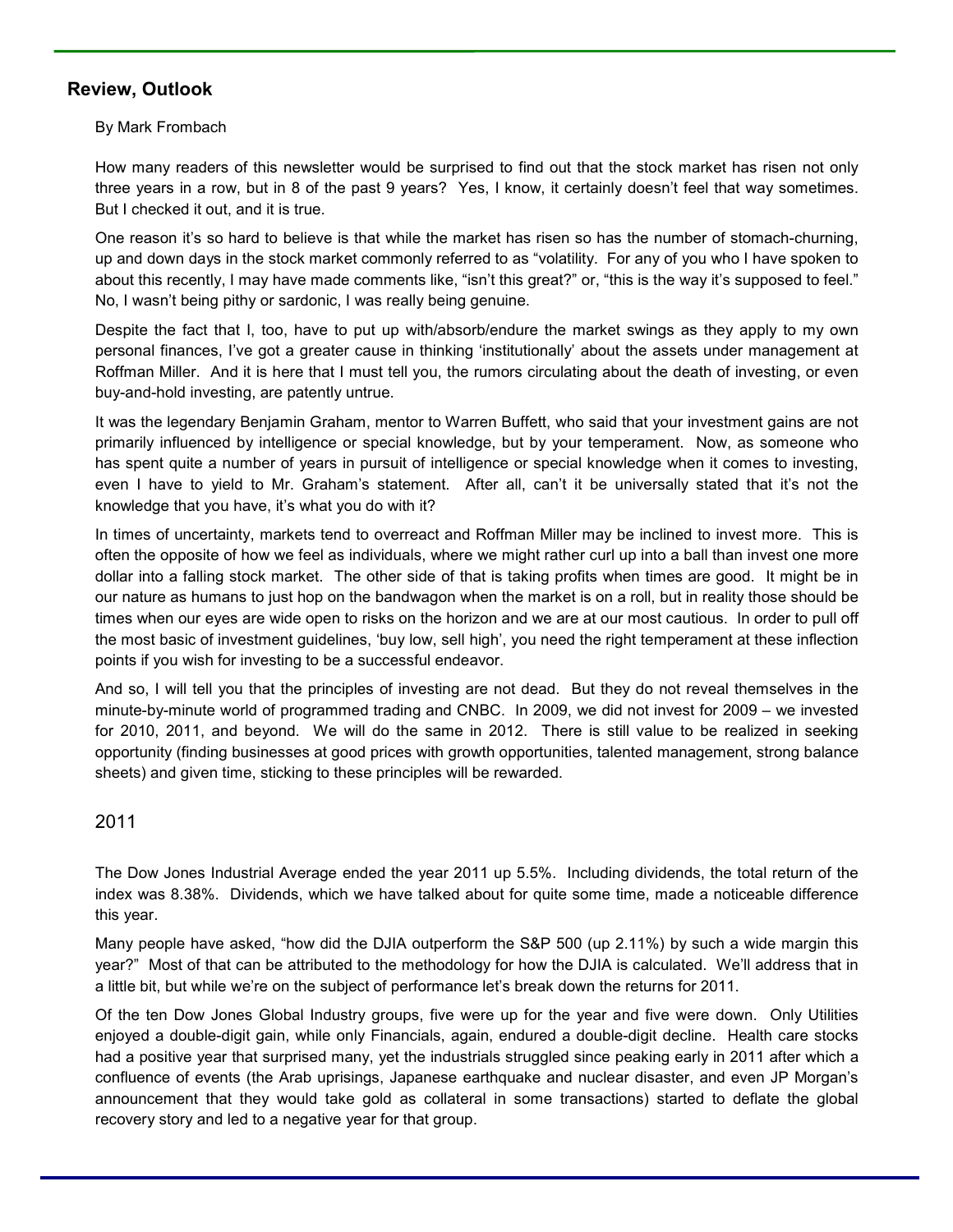## Review, Outlook

By Mark Frombach

How many readers of this newsletter would be surprised to find out that the stock market has risen not only three years in a row, but in 8 of the past 9 years? Yes, I know, it certainly doesn't feel that way sometimes. But I checked it out, and it is true.

One reason it's so hard to believe is that while the market has risen so has the number of stomach-churning, up and down days in the stock market commonly referred to as "volatility. For any of you who I have spoken to about this recently, I may have made comments like, "isn't this great?" or, "this is the way it's supposed to feel." No, I wasn't being pithy or sardonic, I was really being genuine.

Despite the fact that I, too, have to put up with/absorb/endure the market swings as they apply to my own personal finances, I've got a greater cause in thinking 'institutionally' about the assets under management at Roffman Miller. And it is here that I must tell you, the rumors circulating about the death of investing, or even buy-and-hold investing, are patently untrue.

It was the legendary Benjamin Graham, mentor to Warren Buffett, who said that your investment gains are not primarily influenced by intelligence or special knowledge, but by your temperament. Now, as someone who has spent quite a number of years in pursuit of intelligence or special knowledge when it comes to investing, even I have to yield to Mr. Graham's statement. After all, can't it be universally stated that it's not the knowledge that you have, it's what you do with it?

In times of uncertainty, markets tend to overreact and Roffman Miller may be inclined to invest more. This is often the opposite of how we feel as individuals, where we might rather curl up into a ball than invest one more dollar into a falling stock market. The other side of that is taking profits when times are good. It might be in our nature as humans to just hop on the bandwagon when the market is on a roll, but in reality those should be times when our eyes are wide open to risks on the horizon and we are at our most cautious. In order to pull off the most basic of investment guidelines, 'buy low, sell high', you need the right temperament at these inflection points if you wish for investing to be a successful endeavor.

And so, I will tell you that the principles of investing are not dead. But they do not reveal themselves in the minute-by-minute world of programmed trading and CNBC. In 2009, we did not invest for 2009 – we invested for 2010, 2011, and beyond. We will do the same in 2012. There is still value to be realized in seeking opportunity (finding businesses at good prices with growth opportunities, talented management, strong balance sheets) and given time, sticking to these principles will be rewarded.

### 2011

The Dow Jones Industrial Average ended the year 2011 up 5.5%. Including dividends, the total return of the index was 8.38%. Dividends, which we have talked about for quite some time, made a noticeable difference this year.

Many people have asked, "how did the DJIA outperform the S&P 500 (up 2.11%) by such a wide margin this year?" Most of that can be attributed to the methodology for how the DJIA is calculated. We'll address that in a little bit, but while we're on the subject of performance let's break down the returns for 2011.

Of the ten Dow Jones Global Industry groups, five were up for the year and five were down. Only Utilities enjoyed a double-digit gain, while only Financials, again, endured a double-digit decline. Health care stocks had a positive year that surprised many, yet the industrials struggled since peaking early in 2011 after which a confluence of events (the Arab uprisings, Japanese earthquake and nuclear disaster, and even JP Morgan's announcement that they would take gold as collateral in some transactions) started to deflate the global recovery story and led to a negative year for that group.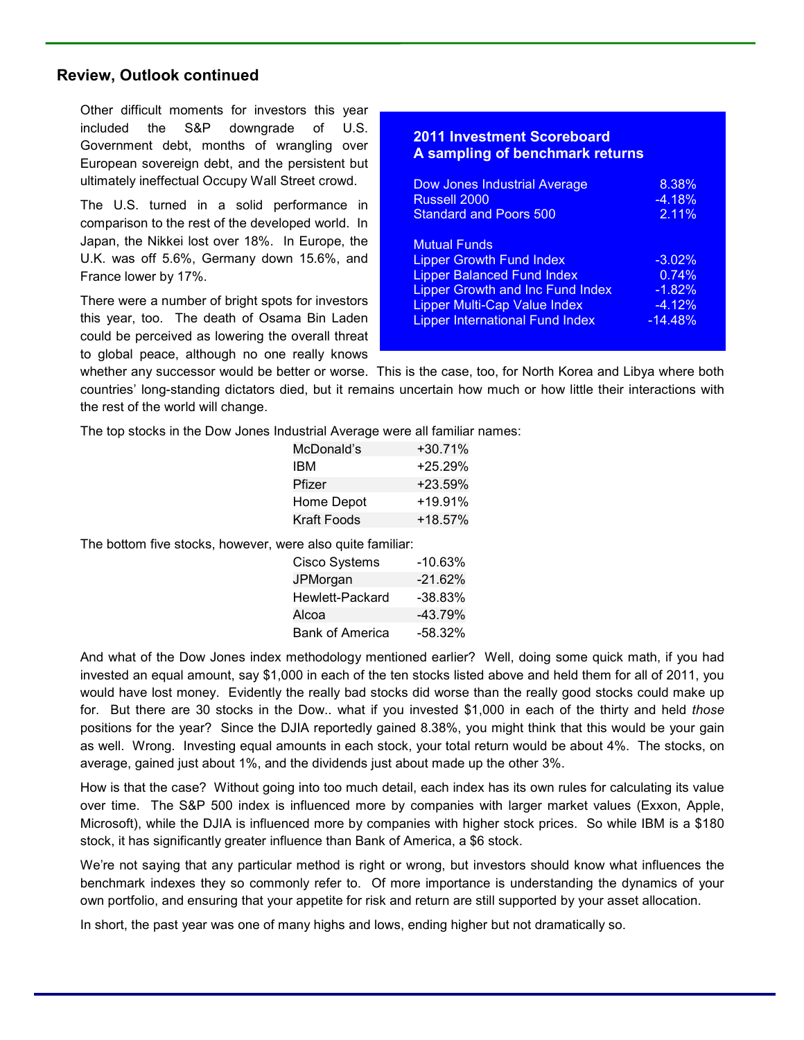## Review, Outlook continued

Other difficult moments for investors this year included the S&P downgrade of U.S. Government debt, months of wrangling over European sovereign debt, and the persistent but ultimately ineffectual Occupy Wall Street crowd.

The U.S. turned in a solid performance in comparison to the rest of the developed world. In Japan, the Nikkei lost over 18%. In Europe, the U.K. was off 5.6%, Germany down 15.6%, and France lower by 17%.

There were a number of bright spots for investors this year, too. The death of Osama Bin Laden could be perceived as lowering the overall threat to global peace, although no one really knows whether any successor would be better or worse. This is the case, too, for North Korea and Libya where both countries' long-standing dictators died, but it remains uncertain how much or how little their interactions with the rest of the world will change.

**2011 Investment Scoreboard**
**A sampling of benchmark returns**

| | |
|---|---|
| Dow Jones Industrial Average | 8.38% |
| Russell 2000 | -4.18% |
| Standard and Poors 500 | 2.11% |
| **Mutual Funds** | |
| Lipper Growth Fund Index | -3.02% |
| Lipper Balanced Fund Index | 0.74% |
| Lipper Growth and Inc Fund Index | -1.82% |
| Lipper Multi-Cap Value Index | -4.12% |
| Lipper International Fund Index | -14.48% |

The top stocks in the Dow Jones Industrial Average were all familiar names:

| | |
|---|---|
| McDonald's | +30.71% |
| IBM | +25.29% |
| Pfizer | +23.59% |
| Home Depot | +19.91% |
| Kraft Foods | +18.57% |

The bottom five stocks, however, were also quite familiar:

| | |
|---|---|
| Cisco Systems | -10.63% |
| JPMorgan | -21.62% |
| Hewlett-Packard | -38.83% |
| Alcoa | -43.79% |
| Bank of America | -58.32% |

And what of the Dow Jones index methodology mentioned earlier? Well, doing some quick math, if you had invested an equal amount, say $1,000 in each of the ten stocks listed above and held them for all of 2011, you would have lost money. Evidently the really bad stocks did worse than the really good stocks could make up for. But there are 30 stocks in the Dow.. what if you invested $1,000 in each of the thirty and held *those* positions for the year? Since the DJIA reportedly gained 8.38%, you might think that this would be your gain as well. Wrong. Investing equal amounts in each stock, your total return would be about 4%. The stocks, on average, gained just about 1%, and the dividends just about made up the other 3%.

How is that the case? Without going into too much detail, each index has its own rules for calculating its value over time. The S&P 500 index is influenced more by companies with larger market values (Exxon, Apple, Microsoft), while the DJIA is influenced more by companies with higher stock prices. So while IBM is a $180 stock, it has significantly greater influence than Bank of America, a $6 stock.

We're not saying that any particular method is right or wrong, but investors should know what influences the benchmark indexes they so commonly refer to. Of more importance is understanding the dynamics of your own portfolio, and ensuring that your appetite for risk and return are still supported by your asset allocation.

In short, the past year was one of many highs and lows, ending higher but not dramatically so.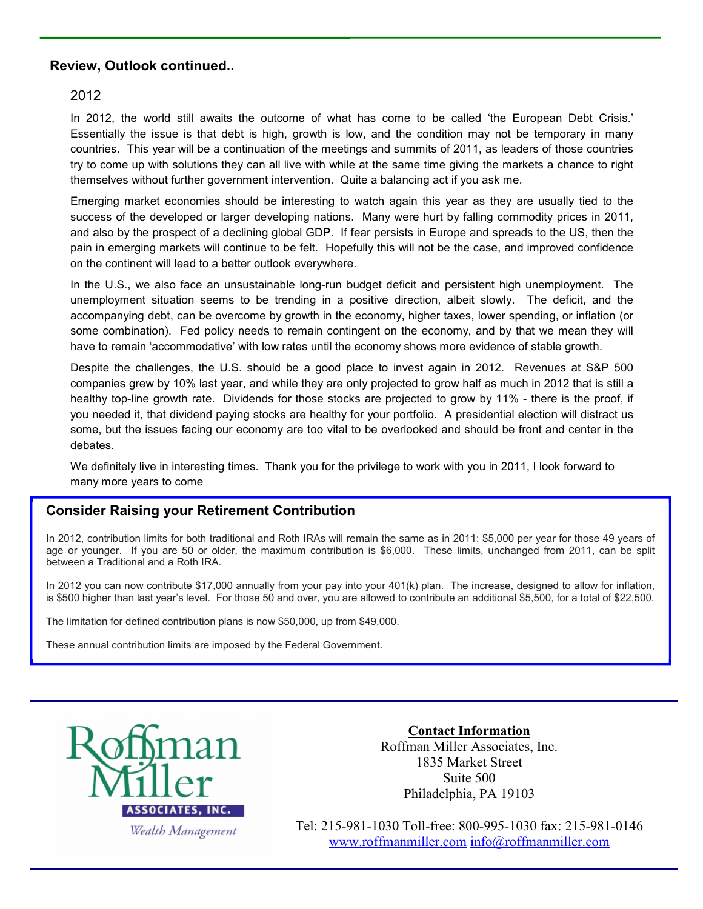## Review, Outlook continued..

### 2012

In 2012, the world still awaits the outcome of what has come to be called 'the European Debt Crisis.' Essentially the issue is that debt is high, growth is low, and the condition may not be temporary in many countries. This year will be a continuation of the meetings and summits of 2011, as leaders of those countries try to come up with solutions they can all live with while at the same time giving the markets a chance to right themselves without further government intervention. Quite a balancing act if you ask me.

Emerging market economies should be interesting to watch again this year as they are usually tied to the success of the developed or larger developing nations. Many were hurt by falling commodity prices in 2011, and also by the prospect of a declining global GDP. If fear persists in Europe and spreads to the US, then the pain in emerging markets will continue to be felt. Hopefully this will not be the case, and improved confidence on the continent will lead to a better outlook everywhere.

In the U.S., we also face an unsustainable long-run budget deficit and persistent high unemployment. The unemployment situation seems to be trending in a positive direction, albeit slowly. The deficit, and the accompanying debt, can be overcome by growth in the economy, higher taxes, lower spending, or inflation (or some combination). Fed policy needs to remain contingent on the economy, and by that we mean they will have to remain 'accommodative' with low rates until the economy shows more evidence of stable growth.

Despite the challenges, the U.S. should be a good place to invest again in 2012. Revenues at S&P 500 companies grew by 10% last year, and while they are only projected to grow half as much in 2012 that is still a healthy top-line growth rate. Dividends for those stocks are projected to grow by 11% - there is the proof, if you needed it, that dividend paying stocks are healthy for your portfolio. A presidential election will distract us some, but the issues facing our economy are too vital to be overlooked and should be front and center in the debates.

We definitely live in interesting times. Thank you for the privilege to work with you in 2011, I look forward to many more years to come

## Consider Raising your Retirement Contribution

In 2012, contribution limits for both traditional and Roth IRAs will remain the same as in 2011: $5,000 per year for those 49 years of age or younger. If you are 50 or older, the maximum contribution is $6,000. These limits, unchanged from 2011, can be split between a Traditional and a Roth IRA.

In 2012 you can now contribute $17,000 annually from your pay into your 401(k) plan. The increase, designed to allow for inflation, is $500 higher than last year's level. For those 50 and over, you are allowed to contribute an additional $5,500, for a total of $22,500.

The limitation for defined contribution plans is now $50,000, up from $49,000.

These annual contribution limits are imposed by the Federal Government.

Roffman Miller ASSOCIATES, INC.
*Wealth Management*

**Contact Information**
Roffman Miller Associates, Inc.
1835 Market Street
Suite 500
Philadelphia, PA 19103

Tel: 215-981-1030 Toll-free: 800-995-1030 fax: 215-981-0146
www.roffmanmiller.com info@roffmanmiller.com